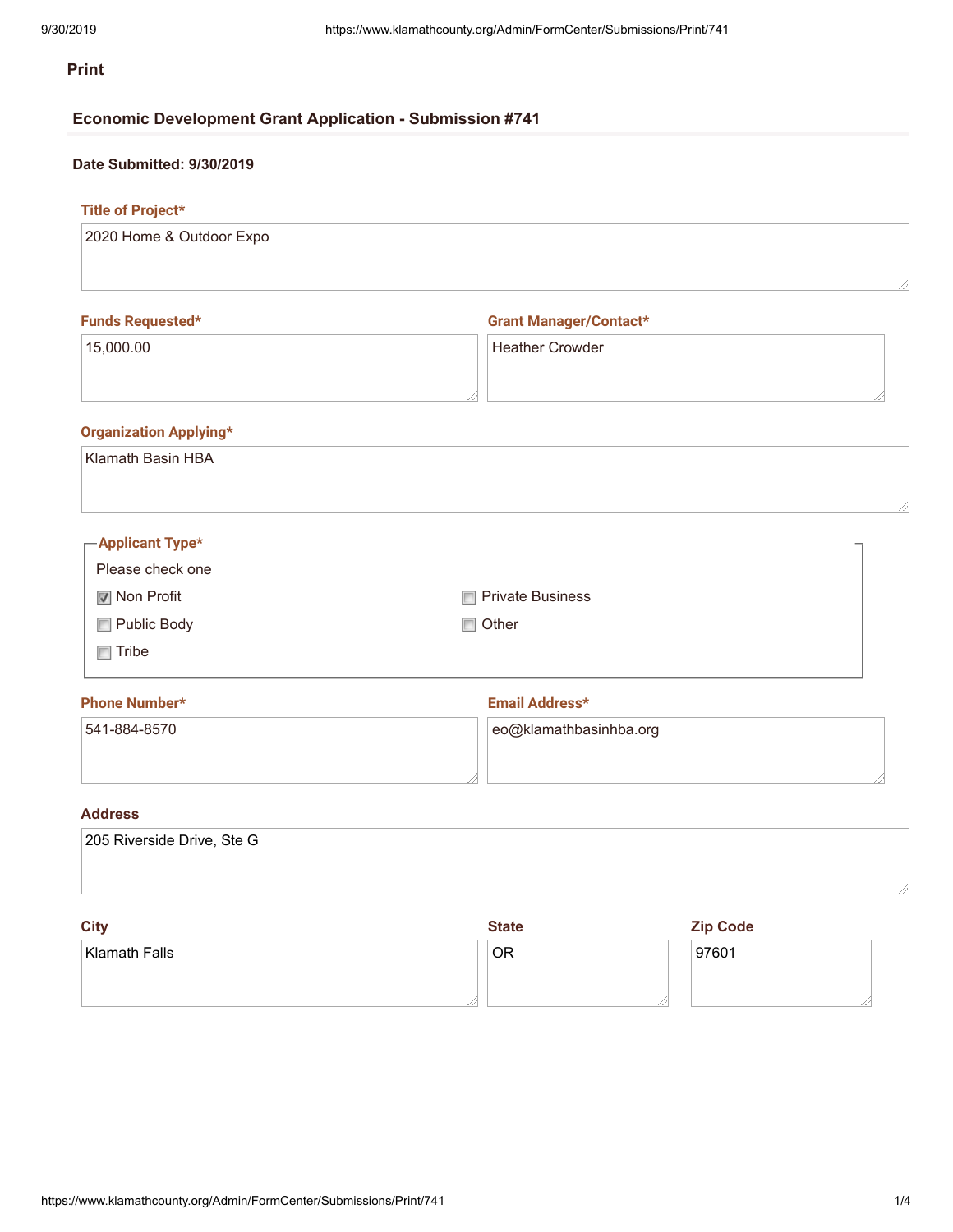**Print**

## Economic Development Grant Application - Submission #741

**Date Submitted: 9/30/2019**

**Title of Project***

2020 Home & Outdoor Expo

**Funds Requested***

15,000.00

**Grant Manager/Contact***

Heather Crowder

**Organization Applying***

Klamath Basin HBA

**Applicant Type***

Please check one

- [x] Non Profit
- [ ] Private Business
- [ ] Public Body
- [ ] Other
- [ ] Tribe

**Phone Number***

541-884-8570

**Email Address***

eo@klamathbasinhba.org

**Address**

205 Riverside Drive, Ste G

**City**

Klamath Falls

**State**

OR

**Zip Code**

97601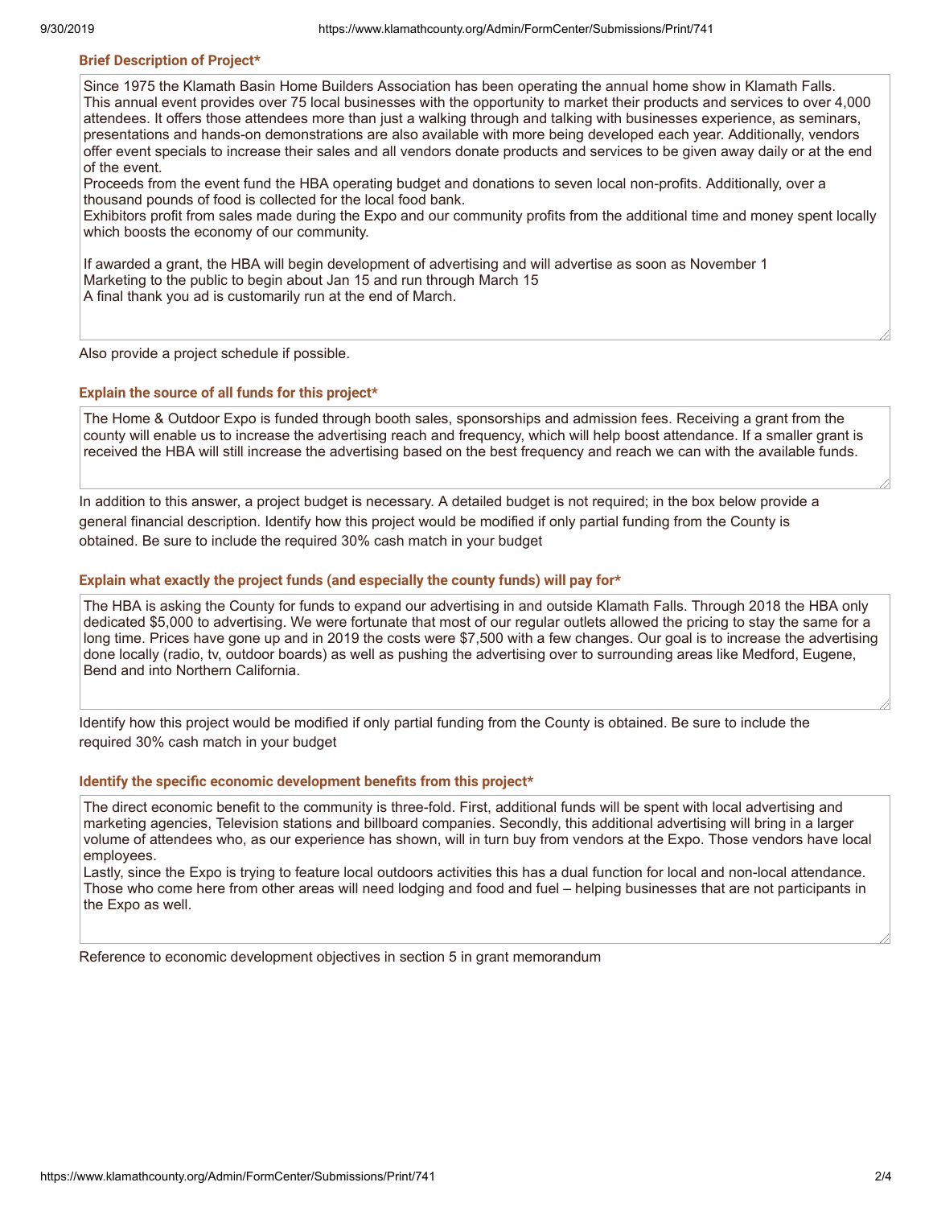#### Brief Description of Project*

Since 1975 the Klamath Basin Home Builders Association has been operating the annual home show in Klamath Falls. This annual event provides over 75 local businesses with the opportunity to market their products and services to over 4,000 attendees. It offers those attendees more than just a walking through and talking with businesses experience, as seminars, presentations and hands-on demonstrations are also available with more being developed each year. Additionally, vendors offer event specials to increase their sales and all vendors donate products and services to be given away daily or at the end of the event.

Proceeds from the event fund the HBA operating budget and donations to seven local non-profits. Additionally, over a thousand pounds of food is collected for the local food bank.

Exhibitors profit from sales made during the Expo and our community profits from the additional time and money spent locally which boosts the economy of our community.

If awarded a grant, the HBA will begin development of advertising and will advertise as soon as November 1
Marketing to the public to begin about Jan 15 and run through March 15
A final thank you ad is customarily run at the end of March.

Also provide a project schedule if possible.

#### Explain the source of all funds for this project*

The Home & Outdoor Expo is funded through booth sales, sponsorships and admission fees. Receiving a grant from the county will enable us to increase the advertising reach and frequency, which will help boost attendance. If a smaller grant is received the HBA will still increase the advertising based on the best frequency and reach we can with the available funds.

In addition to this answer, a project budget is necessary. A detailed budget is not required; in the box below provide a general financial description. Identify how this project would be modified if only partial funding from the County is obtained. Be sure to include the required 30% cash match in your budget

#### Explain what exactly the project funds (and especially the county funds) will pay for*

The HBA is asking the County for funds to expand our advertising in and outside Klamath Falls. Through 2018 the HBA only dedicated $5,000 to advertising. We were fortunate that most of our regular outlets allowed the pricing to stay the same for a long time. Prices have gone up and in 2019 the costs were $7,500 with a few changes. Our goal is to increase the advertising done locally (radio, tv, outdoor boards) as well as pushing the advertising over to surrounding areas like Medford, Eugene, Bend and into Northern California.

Identify how this project would be modified if only partial funding from the County is obtained. Be sure to include the required 30% cash match in your budget

#### Identify the specific economic development benefits from this project*

The direct economic benefit to the community is three-fold. First, additional funds will be spent with local advertising and marketing agencies, Television stations and billboard companies. Secondly, this additional advertising will bring in a larger volume of attendees who, as our experience has shown, will in turn buy from vendors at the Expo. Those vendors have local employees.

Lastly, since the Expo is trying to feature local outdoors activities this has a dual function for local and non-local attendance. Those who come here from other areas will need lodging and food and fuel – helping businesses that are not participants in the Expo as well.

Reference to economic development objectives in section 5 in grant memorandum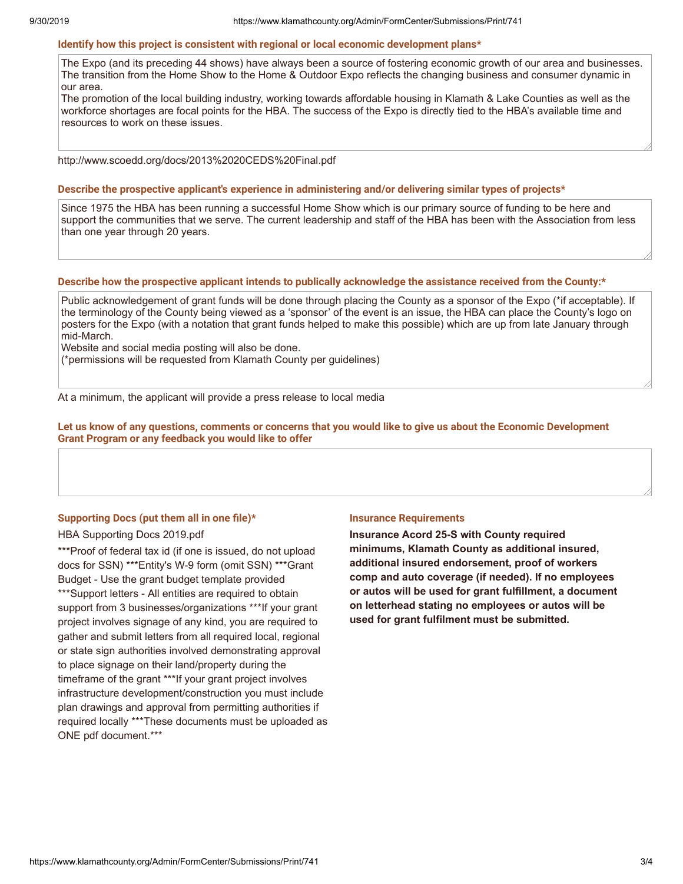**Identify how this project is consistent with regional or local economic development plans***

The Expo (and its preceding 44 shows) have always been a source of fostering economic growth of our area and businesses. The transition from the Home Show to the Home & Outdoor Expo reflects the changing business and consumer dynamic in our area.
The promotion of the local building industry, working towards affordable housing in Klamath & Lake Counties as well as the workforce shortages are focal points for the HBA. The success of the Expo is directly tied to the HBA's available time and resources to work on these issues.

http://www.scoedd.org/docs/2013%20CEDS%20Final.pdf

**Describe the prospective applicant's experience in administering and/or delivering similar types of projects***

Since 1975 the HBA has been running a successful Home Show which is our primary source of funding to be here and support the communities that we serve. The current leadership and staff of the HBA has been with the Association from less than one year through 20 years.

**Describe how the prospective applicant intends to publically acknowledge the assistance received from the County:***

Public acknowledgement of grant funds will be done through placing the County as a sponsor of the Expo (*if acceptable). If the terminology of the County being viewed as a 'sponsor' of the event is an issue, the HBA can place the County's logo on posters for the Expo (with a notation that grant funds helped to make this possible) which are up from late January through mid-March.
Website and social media posting will also be done.
(*permissions will be requested from Klamath County per guidelines)

At a minimum, the applicant will provide a press release to local media

**Let us know of any questions, comments or concerns that you would like to give us about the Economic Development Grant Program or any feedback you would like to offer**

**Supporting Docs (put them all in one file)***

HBA Supporting Docs 2019.pdf

***Proof of federal tax id (if one is issued, do not upload docs for SSN) ***Entity's W-9 form (omit SSN) ***Grant Budget - Use the grant budget template provided ***Support letters - All entities are required to obtain support from 3 businesses/organizations ***If your grant project involves signage of any kind, you are required to gather and submit letters from all required local, regional or state sign authorities involved demonstrating approval to place signage on their land/property during the timeframe of the grant ***If your grant project involves infrastructure development/construction you must include plan drawings and approval from permitting authorities if required locally ***These documents must be uploaded as ONE pdf document.***

**Insurance Requirements**

**Insurance Acord 25-S with County required minimums, Klamath County as additional insured, additional insured endorsement, proof of workers comp and auto coverage (if needed). If no employees or autos will be used for grant fulfillment, a document on letterhead stating no employees or autos will be used for grant fulfilment must be submitted.**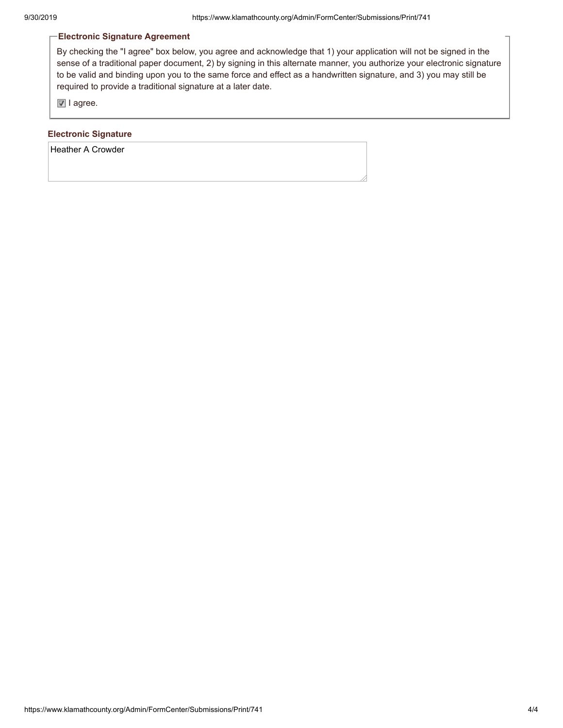### Electronic Signature Agreement

By checking the "I agree" box below, you agree and acknowledge that 1) your application will not be signed in the sense of a traditional paper document, 2) by signing in this alternate manner, you authorize your electronic signature to be valid and binding upon you to the same force and effect as a handwritten signature, and 3) you may still be required to provide a traditional signature at a later date.

☑ I agree.

### Electronic Signature

Heather A Crowder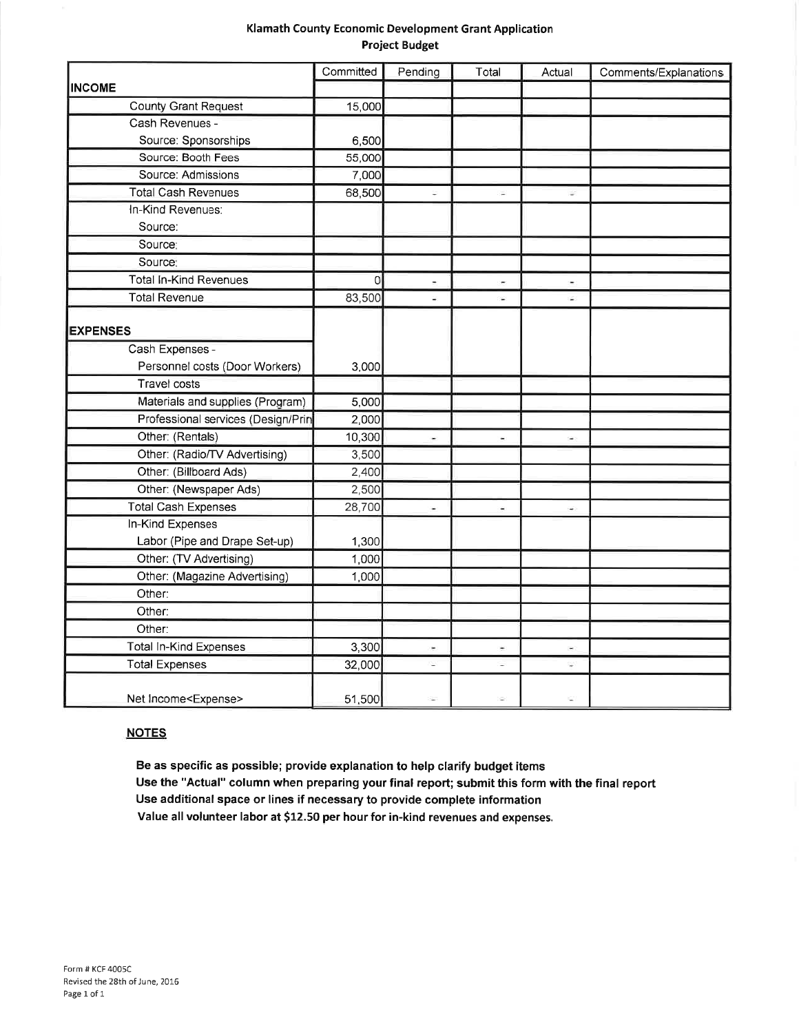## Klamath County Economic Development Grant Application
### Project Budget

| | Committed | Pending | Total | Actual | Comments/Explanations |
|---|---|---|---|---|---|
| **INCOME** | | | | | |
| County Grant Request | 15,000 | | | | |
| Cash Revenues - | | | | | |
| Source: Sponsorships | 6,500 | | | | |
| Source: Booth Fees | 55,000 | | | | |
| Source: Admissions | 7,000 | | | | |
| Total Cash Revenues | 68,500 | - | - | - | |
| In-Kind Revenues: | | | | | |
| Source: | | | | | |
| Source: | | | | | |
| Source: | | | | | |
| Total In-Kind Revenues | 0 | - | - | - | |
| Total Revenue | 83,500 | - | - | - | |
| **EXPENSES** | | | | | |
| Cash Expenses - | | | | | |
| Personnel costs (Door Workers) | 3,000 | | | | |
| Travel costs | | | | | |
| Materials and supplies (Program) | 5,000 | | | | |
| Professional services (Design/Prin | 2,000 | | | | |
| Other: (Rentals) | 10,300 | - | - | - | |
| Other: (Radio/TV Advertising) | 3,500 | | | | |
| Other: (Billboard Ads) | 2,400 | | | | |
| Other: (Newspaper Ads) | 2,500 | | | | |
| Total Cash Expenses | 28,700 | - | - | - | |
| In-Kind Expenses | | | | | |
| Labor (Pipe and Drape Set-up) | 1,300 | | | | |
| Other: (TV Advertising) | 1,000 | | | | |
| Other: (Magazine Advertising) | 1,000 | | | | |
| Other: | | | | | |
| Other: | | | | | |
| Other: | | | | | |
| Total In-Kind Expenses | 3,300 | - | - | - | |
| Total Expenses | 32,000 | - | - | - | |
| Net Income<Expense> | 51,500 | - | - | - | |

**NOTES**

**Be as specific as possible; provide explanation to help clarify budget items**
**Use the "Actual" column when preparing your final report; submit this form with the final report**
**Use additional space or lines if necessary to provide complete information**
**Value all volunteer labor at $12.50 per hour for in-kind revenues and expenses.**

Form # KCF 4005C
Revised the 28th of June, 2016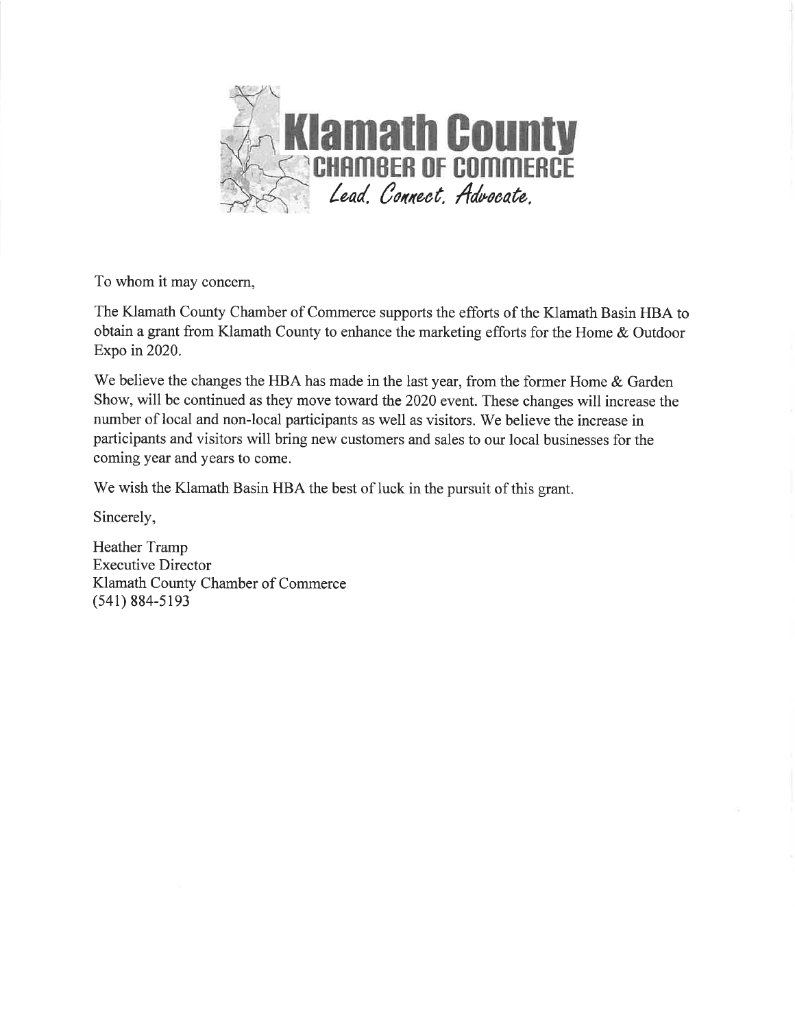**Klamath County**
**CHAMBER OF COMMERCE**
*Lead. Connect. Advocate.*

To whom it may concern,

The Klamath County Chamber of Commerce supports the efforts of the Klamath Basin HBA to obtain a grant from Klamath County to enhance the marketing efforts for the Home & Outdoor Expo in 2020.

We believe the changes the HBA has made in the last year, from the former Home & Garden Show, will be continued as they move toward the 2020 event. These changes will increase the number of local and non-local participants as well as visitors. We believe the increase in participants and visitors will bring new customers and sales to our local businesses for the coming year and years to come.

We wish the Klamath Basin HBA the best of luck in the pursuit of this grant.

Sincerely,

Heather Tramp
Executive Director
Klamath County Chamber of Commerce
(541) 884-5193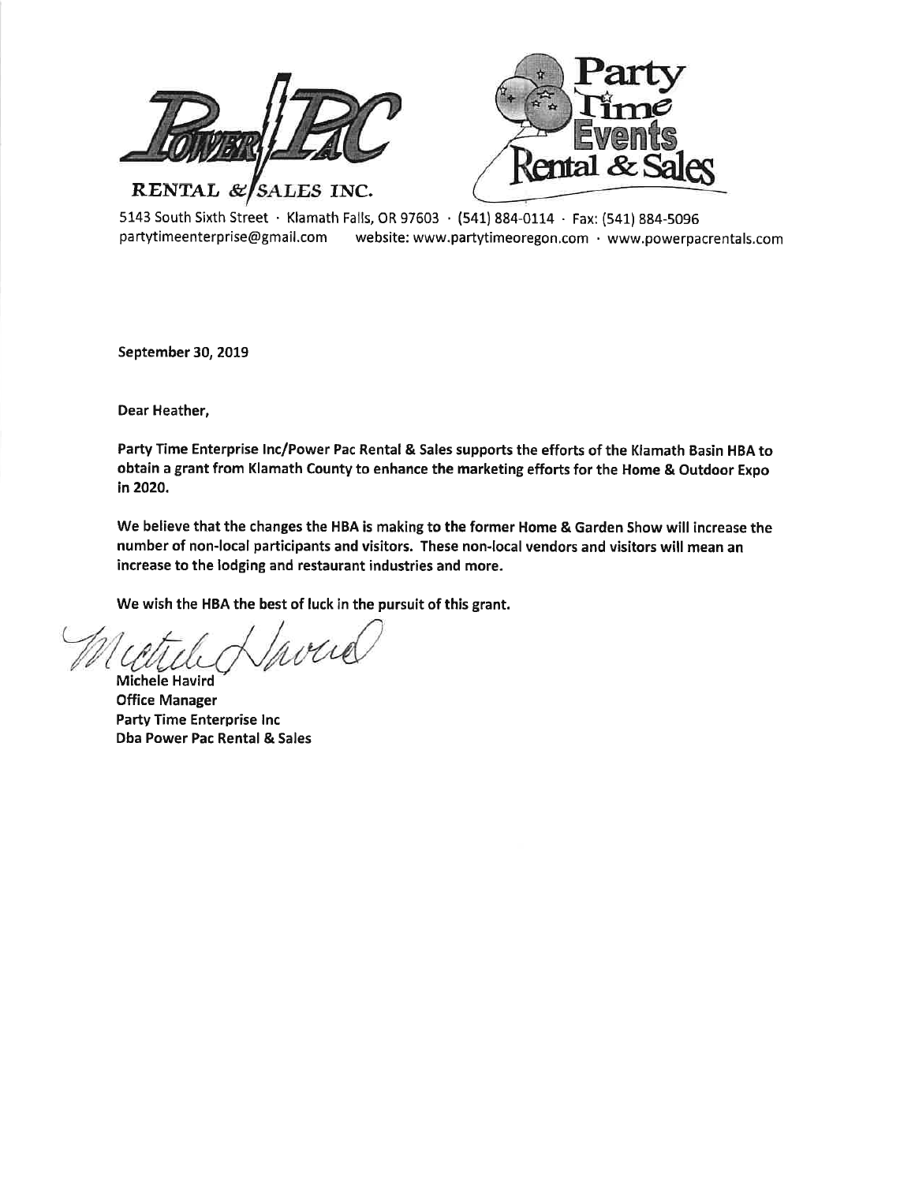**POWER PAC RENTAL & SALES INC.**

**Party Time Events Rental & Sales**

5143 South Sixth Street · Klamath Falls, OR 97603 · (541) 884-0114 · Fax: (541) 884-5096
partytimeenterprise@gmail.com website: www.partytimeoregon.com · www.powerpacrentals.com

**September 30, 2019**

**Dear Heather,**

**Party Time Enterprise Inc/Power Pac Rental & Sales supports the efforts of the Klamath Basin HBA to obtain a grant from Klamath County to enhance the marketing efforts for the Home & Outdoor Expo in 2020.**

**We believe that the changes the HBA is making to the former Home & Garden Show will increase the number of non-local participants and visitors. These non-local vendors and visitors will mean an increase to the lodging and restaurant industries and more.**

**We wish the HBA the best of luck in the pursuit of this grant.**

**Michele Havird**
**Office Manager**
**Party Time Enterprise Inc**
**Dba Power Pac Rental & Sales**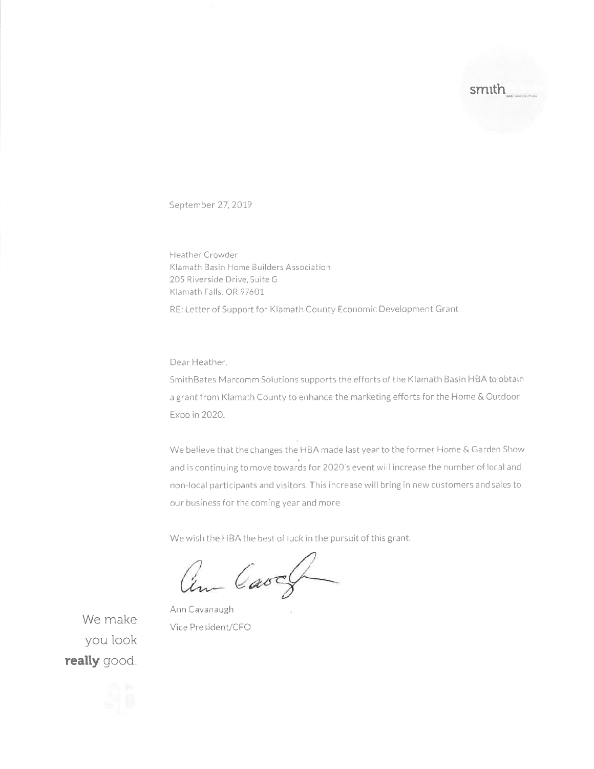smith

September 27, 2019

Heather Crowder
Klamath Basin Home Builders Association
205 Riverside Drive, Suite G
Klamath Falls, OR 97601

RE: Letter of Support for Klamath County Economic Development Grant

Dear Heather,

SmithBates Marcomm Solutions supports the efforts of the Klamath Basin HBA to obtain a grant from Klamath County to enhance the marketing efforts for the Home & Outdoor Expo in 2020.

We believe that the changes the HBA made last year to the former Home & Garden Show and is continuing to move towards for 2020's event will increase the number of local and non-local participants and visitors. This increase will bring in new customers and sales to our business for the coming year and more.

We wish the HBA the best of luck in the pursuit of this grant.

Ann Cavanaugh
Vice President/CFO

We make
you look
**really** good.